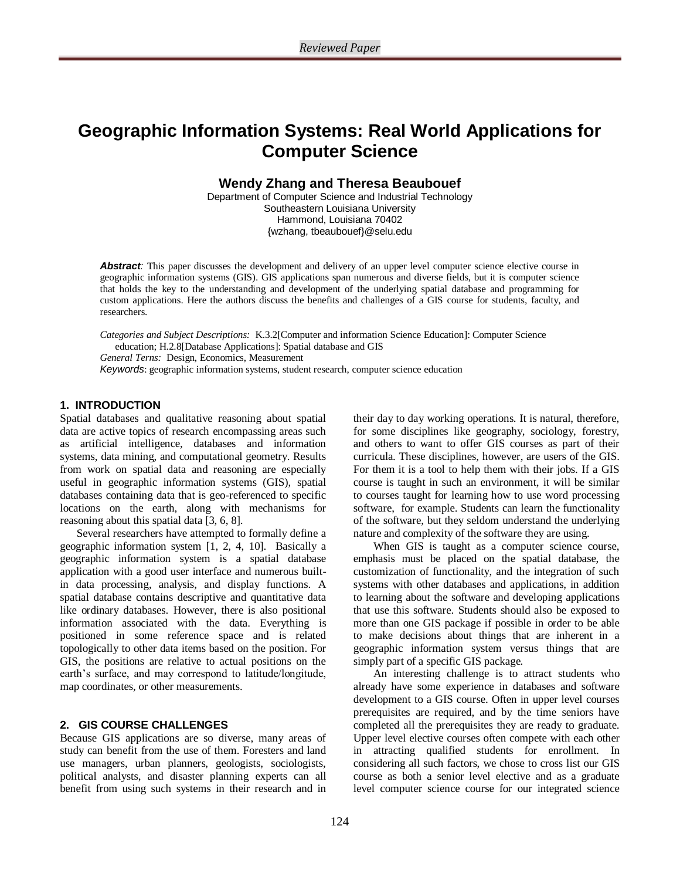# Geographic Information Systems: Real World Applications for Computer Science

**Wendy Zhang and Theresa Beaubouef**

Department of Computer Science and Industrial Technology
Southeastern Louisiana University
Hammond, Louisiana 70402
{wzhang, tbeaubouef}@selu.edu

***Abstract***: This paper discusses the development and delivery of an upper level computer science elective course in geographic information systems (GIS). GIS applications span numerous and diverse fields, but it is computer science that holds the key to the understanding and development of the underlying spatial database and programming for custom applications. Here the authors discuss the benefits and challenges of a GIS course for students, faculty, and researchers.

*Categories and Subject Descriptions:* K.3.2[Computer and information Science Education]: Computer Science education; H.2.8[Database Applications]: Spatial database and GIS

*General Terns:* Design, Economics, Measurement

*Keywords*: geographic information systems, student research, computer science education

## 1. INTRODUCTION

Spatial databases and qualitative reasoning about spatial data are active topics of research encompassing areas such as artificial intelligence, databases and information systems, data mining, and computational geometry. Results from work on spatial data and reasoning are especially useful in geographic information systems (GIS), spatial databases containing data that is geo-referenced to specific locations on the earth, along with mechanisms for reasoning about this spatial data [3, 6, 8].

Several researchers have attempted to formally define a geographic information system [1, 2, 4, 10]. Basically a geographic information system is a spatial database application with a good user interface and numerous built-in data processing, analysis, and display functions. A spatial database contains descriptive and quantitative data like ordinary databases. However, there is also positional information associated with the data. Everything is positioned in some reference space and is related topologically to other data items based on the position. For GIS, the positions are relative to actual positions on the earth's surface, and may correspond to latitude/longitude, map coordinates, or other measurements.

## 2. GIS COURSE CHALLENGES

Because GIS applications are so diverse, many areas of study can benefit from the use of them. Foresters and land use managers, urban planners, geologists, sociologists, political analysts, and disaster planning experts can all benefit from using such systems in their research and in their day to day working operations. It is natural, therefore, for some disciplines like geography, sociology, forestry, and others to want to offer GIS courses as part of their curricula. These disciplines, however, are users of the GIS. For them it is a tool to help them with their jobs. If a GIS course is taught in such an environment, it will be similar to courses taught for learning how to use word processing software, for example. Students can learn the functionality of the software, but they seldom understand the underlying nature and complexity of the software they are using.

When GIS is taught as a computer science course, emphasis must be placed on the spatial database, the customization of functionality, and the integration of such systems with other databases and applications, in addition to learning about the software and developing applications that use this software. Students should also be exposed to more than one GIS package if possible in order to be able to make decisions about things that are inherent in a geographic information system versus things that are simply part of a specific GIS package.

An interesting challenge is to attract students who already have some experience in databases and software development to a GIS course. Often in upper level courses prerequisites are required, and by the time seniors have completed all the prerequisites they are ready to graduate. Upper level elective courses often compete with each other in attracting qualified students for enrollment. In considering all such factors, we chose to cross list our GIS course as both a senior level elective and as a graduate level computer science course for our integrated science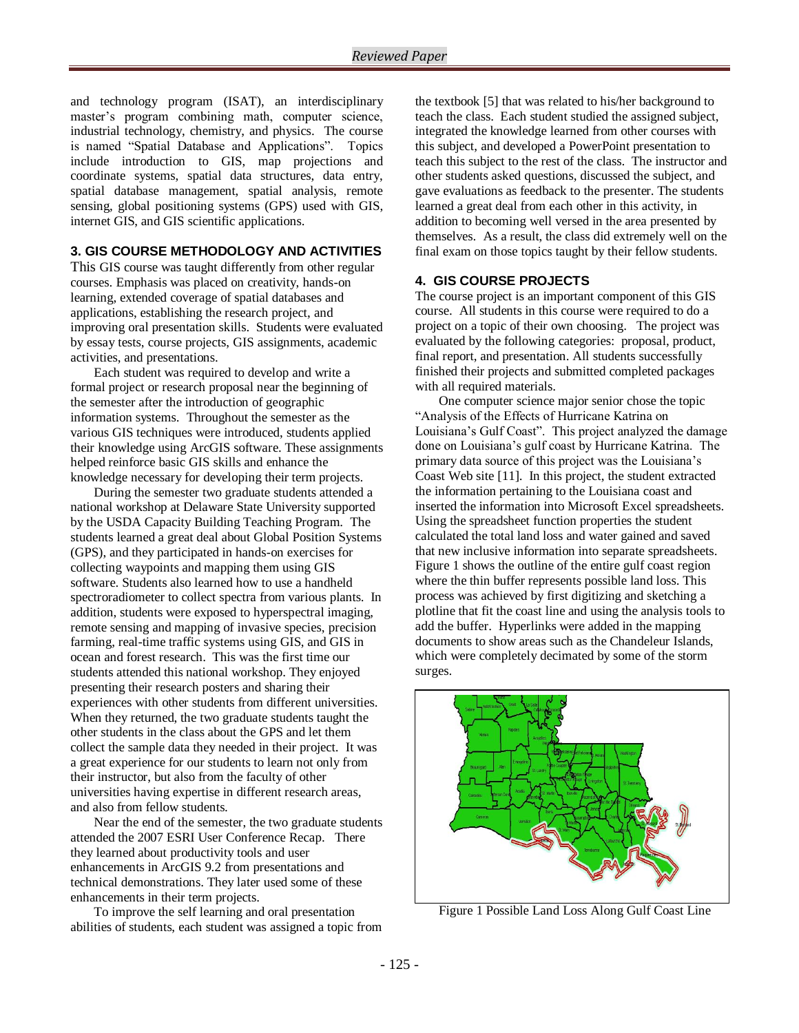and technology program (ISAT), an interdisciplinary master's program combining math, computer science, industrial technology, chemistry, and physics. The course is named "Spatial Database and Applications". Topics include introduction to GIS, map projections and coordinate systems, spatial data structures, data entry, spatial database management, spatial analysis, remote sensing, global positioning systems (GPS) used with GIS, internet GIS, and GIS scientific applications.

### 3. GIS COURSE METHODOLOGY AND ACTIVITIES

This GIS course was taught differently from other regular courses. Emphasis was placed on creativity, hands-on learning, extended coverage of spatial databases and applications, establishing the research project, and improving oral presentation skills. Students were evaluated by essay tests, course projects, GIS assignments, academic activities, and presentations.

Each student was required to develop and write a formal project or research proposal near the beginning of the semester after the introduction of geographic information systems. Throughout the semester as the various GIS techniques were introduced, students applied their knowledge using ArcGIS software. These assignments helped reinforce basic GIS skills and enhance the knowledge necessary for developing their term projects.

During the semester two graduate students attended a national workshop at Delaware State University supported by the USDA Capacity Building Teaching Program. The students learned a great deal about Global Position Systems (GPS), and they participated in hands-on exercises for collecting waypoints and mapping them using GIS software. Students also learned how to use a handheld spectroradiometer to collect spectra from various plants. In addition, students were exposed to hyperspectral imaging, remote sensing and mapping of invasive species, precision farming, real-time traffic systems using GIS, and GIS in ocean and forest research. This was the first time our students attended this national workshop. They enjoyed presenting their research posters and sharing their experiences with other students from different universities. When they returned, the two graduate students taught the other students in the class about the GPS and let them collect the sample data they needed in their project. It was a great experience for our students to learn not only from their instructor, but also from the faculty of other universities having expertise in different research areas, and also from fellow students.

Near the end of the semester, the two graduate students attended the 2007 ESRI User Conference Recap. There they learned about productivity tools and user enhancements in ArcGIS 9.2 from presentations and technical demonstrations. They later used some of these enhancements in their term projects.

To improve the self learning and oral presentation abilities of students, each student was assigned a topic from the textbook [5] that was related to his/her background to teach the class. Each student studied the assigned subject, integrated the knowledge learned from other courses with this subject, and developed a PowerPoint presentation to teach this subject to the rest of the class. The instructor and other students asked questions, discussed the subject, and gave evaluations as feedback to the presenter. The students learned a great deal from each other in this activity, in addition to becoming well versed in the area presented by themselves. As a result, the class did extremely well on the final exam on those topics taught by their fellow students.

### 4. GIS COURSE PROJECTS

The course project is an important component of this GIS course. All students in this course were required to do a project on a topic of their own choosing. The project was evaluated by the following categories: proposal, product, final report, and presentation. All students successfully finished their projects and submitted completed packages with all required materials.

One computer science major senior chose the topic "Analysis of the Effects of Hurricane Katrina on Louisiana's Gulf Coast". This project analyzed the damage done on Louisiana's gulf coast by Hurricane Katrina. The primary data source of this project was the Louisiana's Coast Web site [11]. In this project, the student extracted the information pertaining to the Louisiana coast and inserted the information into Microsoft Excel spreadsheets. Using the spreadsheet function properties the student calculated the total land loss and water gained and saved that new inclusive information into separate spreadsheets. Figure 1 shows the outline of the entire gulf coast region where the thin buffer represents possible land loss. This process was achieved by first digitizing and sketching a plotline that fit the coast line and using the analysis tools to add the buffer. Hyperlinks were added in the mapping documents to show areas such as the Chandeleur Islands, which were completely decimated by some of the storm surges.

Figure 1 Possible Land Loss Along Gulf Coast Line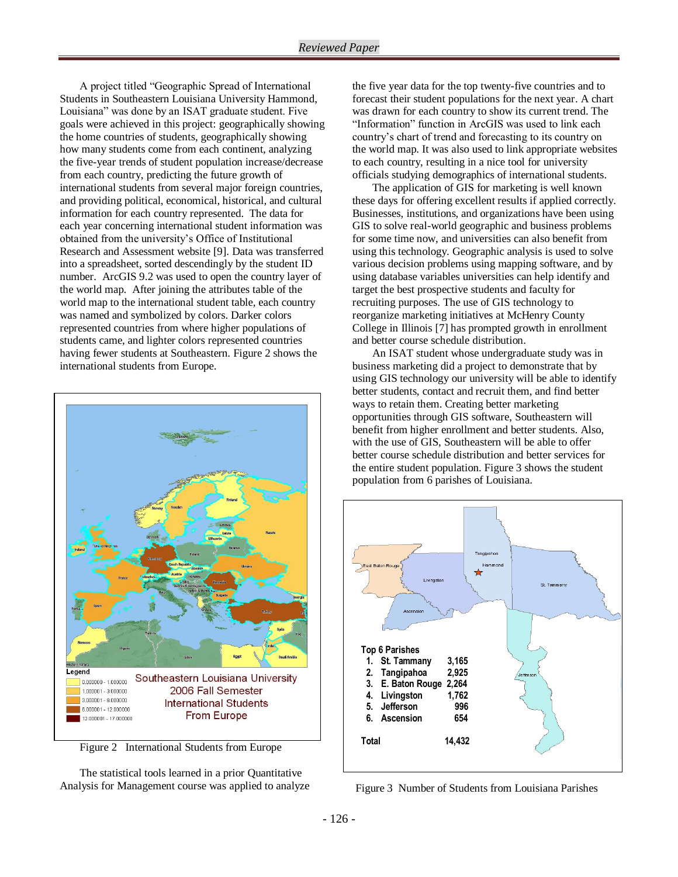A project titled "Geographic Spread of International Students in Southeastern Louisiana University Hammond, Louisiana" was done by an ISAT graduate student. Five goals were achieved in this project: geographically showing the home countries of students, geographically showing how many students come from each continent, analyzing the five-year trends of student population increase/decrease from each country, predicting the future growth of international students from several major foreign countries, and providing political, economical, historical, and cultural information for each country represented. The data for each year concerning international student information was obtained from the university's Office of Institutional Research and Assessment website [9]. Data was transferred into a spreadsheet, sorted descendingly by the student ID number. ArcGIS 9.2 was used to open the country layer of the world map. After joining the attributes table of the world map to the international student table, each country was named and symbolized by colors. Darker colors represented countries from where higher populations of students came, and lighter colors represented countries having fewer students at Southeastern. Figure 2 shows the international students from Europe.

Legend
0.000000 - 1.000000
1.000001 - 3.000000
3.000001 - 6.000000
6.000001 - 12.000000
12.000001 - 17.000000

Southeastern Louisiana University
2006 Fall Semester
International Students
From Europe

Figure 2 International Students from Europe

The statistical tools learned in a prior Quantitative Analysis for Management course was applied to analyze the five year data for the top twenty-five countries and to forecast their student populations for the next year. A chart was drawn for each country to show its current trend. The "Information" function in ArcGIS was used to link each country's chart of trend and forecasting to its country on the world map. It was also used to link appropriate websites to each country, resulting in a nice tool for university officials studying demographics of international students.

The application of GIS for marketing is well known these days for offering excellent results if applied correctly. Businesses, institutions, and organizations have been using GIS to solve real-world geographic and business problems for some time now, and universities can also benefit from using this technology. Geographic analysis is used to solve various decision problems using mapping software, and by using database variables universities can help identify and target the best prospective students and faculty for recruiting purposes. The use of GIS technology to reorganize marketing initiatives at McHenry County College in Illinois [7] has prompted growth in enrollment and better course schedule distribution.

An ISAT student whose undergraduate study was in business marketing did a project to demonstrate that by using GIS technology our university will be able to identify better students, contact and recruit them, and find better ways to retain them. Creating better marketing opportunities through GIS software, Southeastern will benefit from higher enrollment and better students. Also, with the use of GIS, Southeastern will be able to offer better course schedule distribution and better services for the entire student population. Figure 3 shows the student population from 6 parishes of Louisiana.

Top 6 Parishes

| | | |
|---|---|---|
| 1. | St. Tammany | 3,165 |
| 2. | Tangipahoa | 2,925 |
| 3. | E. Baton Rouge | 2,264 |
| 4. | Livingston | 1,762 |
| 5. | Jefferson | 996 |
| 6. | Ascension | 654 |
| | Total | 14,432 |

Figure 3 Number of Students from Louisiana Parishes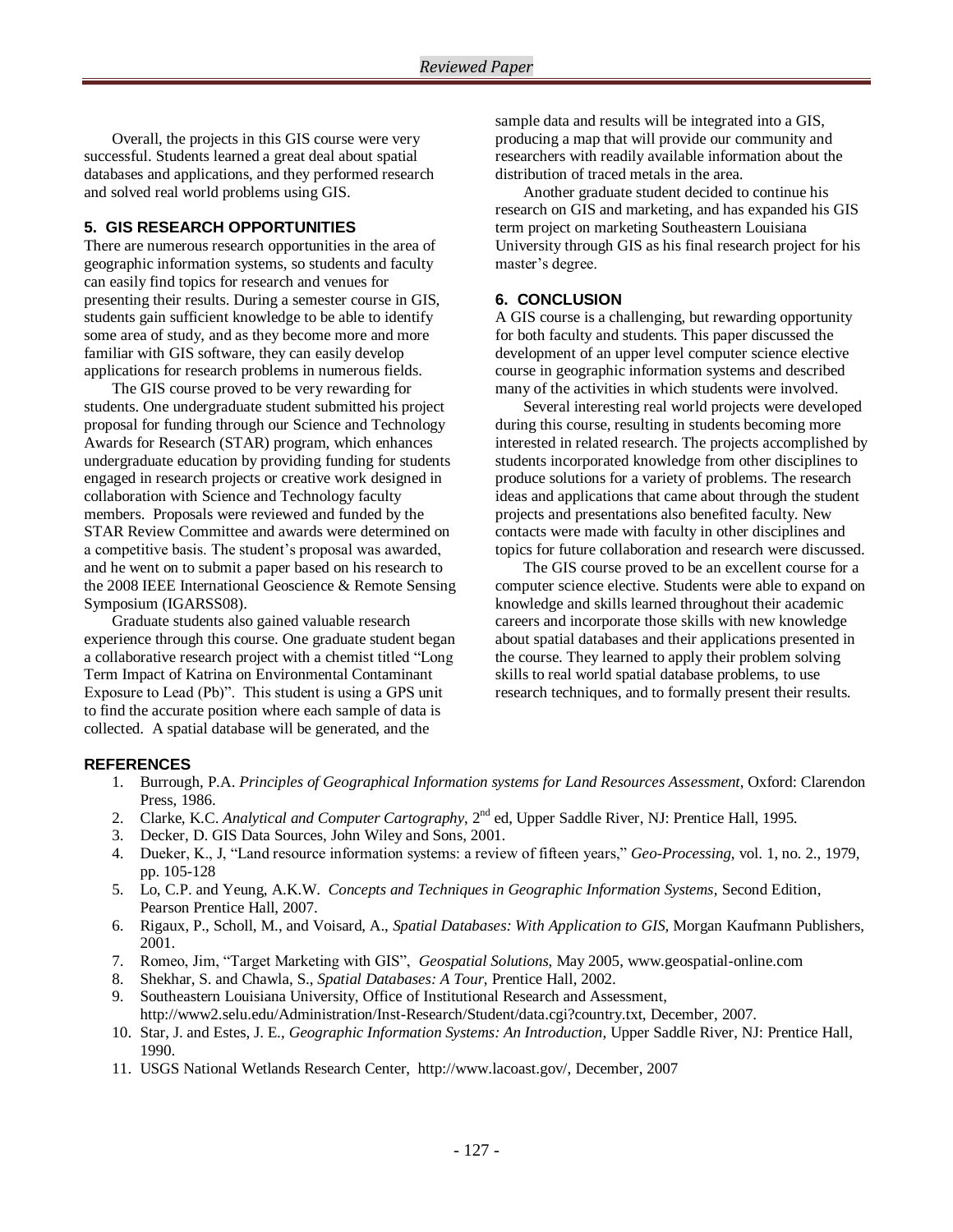Overall, the projects in this GIS course were very successful. Students learned a great deal about spatial databases and applications, and they performed research and solved real world problems using GIS.

## 5. GIS RESEARCH OPPORTUNITIES

There are numerous research opportunities in the area of geographic information systems, so students and faculty can easily find topics for research and venues for presenting their results. During a semester course in GIS, students gain sufficient knowledge to be able to identify some area of study, and as they become more and more familiar with GIS software, they can easily develop applications for research problems in numerous fields.

The GIS course proved to be very rewarding for students. One undergraduate student submitted his project proposal for funding through our Science and Technology Awards for Research (STAR) program, which enhances undergraduate education by providing funding for students engaged in research projects or creative work designed in collaboration with Science and Technology faculty members. Proposals were reviewed and funded by the STAR Review Committee and awards were determined on a competitive basis. The student's proposal was awarded, and he went on to submit a paper based on his research to the 2008 IEEE International Geoscience & Remote Sensing Symposium (IGARSS08).

Graduate students also gained valuable research experience through this course. One graduate student began a collaborative research project with a chemist titled "Long Term Impact of Katrina on Environmental Contaminant Exposure to Lead (Pb)". This student is using a GPS unit to find the accurate position where each sample of data is collected. A spatial database will be generated, and the sample data and results will be integrated into a GIS, producing a map that will provide our community and researchers with readily available information about the distribution of traced metals in the area.

Another graduate student decided to continue his research on GIS and marketing, and has expanded his GIS term project on marketing Southeastern Louisiana University through GIS as his final research project for his master's degree.

## 6. CONCLUSION

A GIS course is a challenging, but rewarding opportunity for both faculty and students. This paper discussed the development of an upper level computer science elective course in geographic information systems and described many of the activities in which students were involved.

Several interesting real world projects were developed during this course, resulting in students becoming more interested in related research. The projects accomplished by students incorporated knowledge from other disciplines to produce solutions for a variety of problems. The research ideas and applications that came about through the student projects and presentations also benefited faculty. New contacts were made with faculty in other disciplines and topics for future collaboration and research were discussed.

The GIS course proved to be an excellent course for a computer science elective. Students were able to expand on knowledge and skills learned throughout their academic careers and incorporate those skills with new knowledge about spatial databases and their applications presented in the course. They learned to apply their problem solving skills to real world spatial database problems, to use research techniques, and to formally present their results.

## REFERENCES

1. Burrough, P.A. *Principles of Geographical Information systems for Land Resources Assessment*, Oxford: Clarendon Press, 1986.
2. Clarke, K.C. *Analytical and Computer Cartography*, 2nd ed, Upper Saddle River, NJ: Prentice Hall, 1995.
3. Decker, D. GIS Data Sources, John Wiley and Sons, 2001.
4. Dueker, K., J, "Land resource information systems: a review of fifteen years," *Geo-Processing*, vol. 1, no. 2., 1979, pp. 105-128
5. Lo, C.P. and Yeung, A.K.W. *Concepts and Techniques in Geographic Information Systems*, Second Edition, Pearson Prentice Hall, 2007.
6. Rigaux, P., Scholl, M., and Voisard, A., *Spatial Databases: With Application to GIS*, Morgan Kaufmann Publishers, 2001.
7. Romeo, Jim, "Target Marketing with GIS", *Geospatial Solutions*, May 2005, www.geospatial-online.com
8. Shekhar, S. and Chawla, S., *Spatial Databases: A Tour*, Prentice Hall, 2002.
9. Southeastern Louisiana University, Office of Institutional Research and Assessment, http://www2.selu.edu/Administration/Inst-Research/Student/data.cgi?country.txt, December, 2007.
10. Star, J. and Estes, J. E., *Geographic Information Systems: An Introduction*, Upper Saddle River, NJ: Prentice Hall, 1990.
11. USGS National Wetlands Research Center, http://www.lacoast.gov/, December, 2007